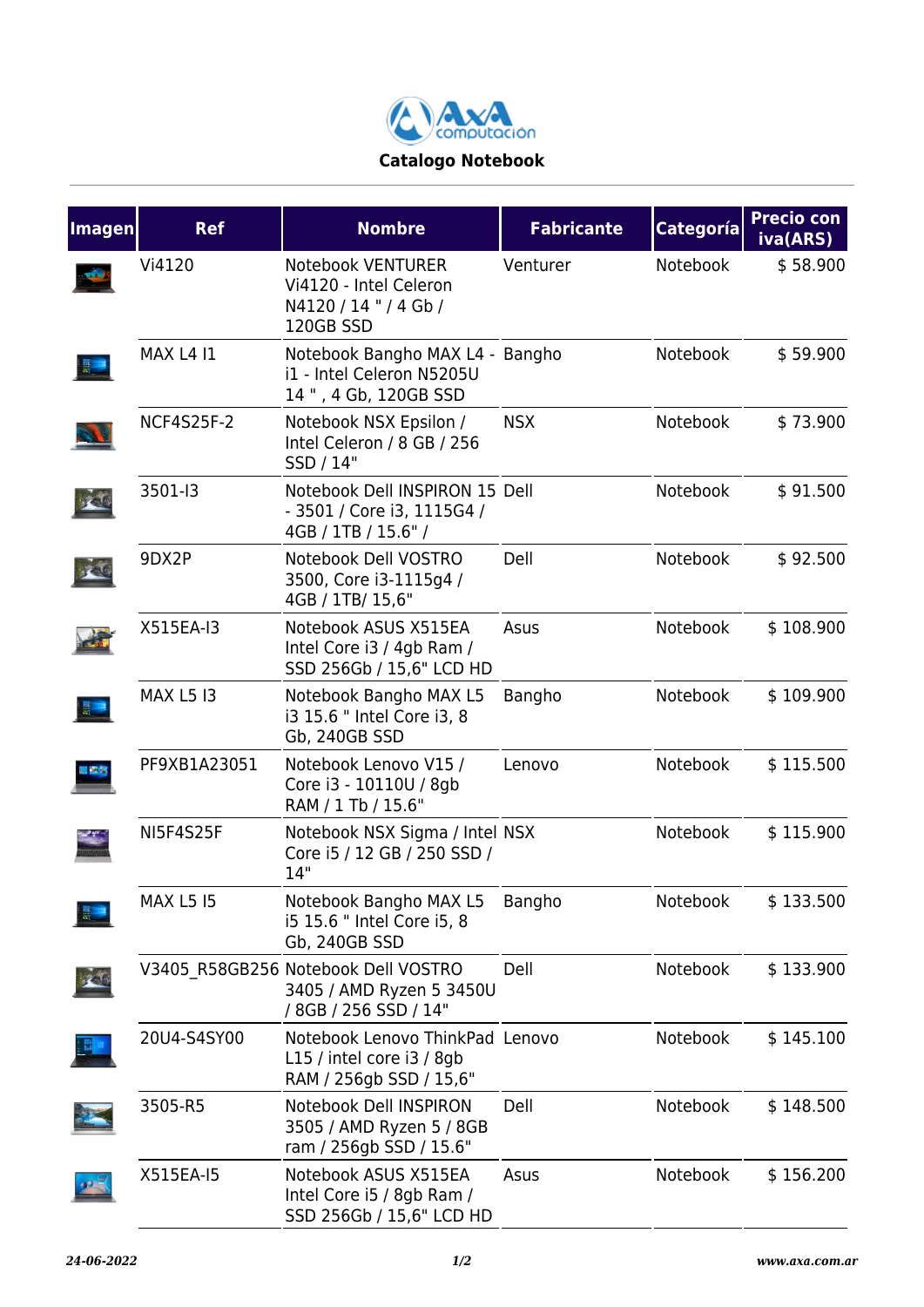# Catalogo Notebook

| Imagen | Ref | Nombre | Fabricante | Categoría | Precio con iva(ARS) |
|---|---|---|---|---|---|
| | Vi4120 | Notebook VENTURER Vi4120 - Intel Celeron N4120 / 14 " / 4 Gb / 120GB SSD | Venturer | Notebook | $ 58.900 |
| | MAX L4 I1 | Notebook Bangho MAX L4 - i1 - Intel Celeron N5205U 14 " , 4 Gb, 120GB SSD | Bangho | Notebook | $ 59.900 |
| | NCF4S25F-2 | Notebook NSX Epsilon / Intel Celeron / 8 GB / 256 SSD / 14" | NSX | Notebook | $ 73.900 |
| | 3501-I3 | Notebook Dell INSPIRON 15 - 3501 / Core i3, 1115G4 / 4GB / 1TB / 15.6" / | Dell | Notebook | $ 91.500 |
| | 9DX2P | Notebook Dell VOSTRO 3500, Core i3-1115g4 / 4GB / 1TB/ 15,6" | Dell | Notebook | $ 92.500 |
| | X515EA-I3 | Notebook ASUS X515EA Intel Core i3 / 4gb Ram / SSD 256Gb / 15,6" LCD HD | Asus | Notebook | $ 108.900 |
| | MAX L5 I3 | Notebook Bangho MAX L5 i3 15.6 " Intel Core i3, 8 Gb, 240GB SSD | Bangho | Notebook | $ 109.900 |
| | PF9XB1A23051 | Notebook Lenovo V15 / Core i3 - 10110U / 8gb RAM / 1 Tb / 15.6" | Lenovo | Notebook | $ 115.500 |
| | NI5F4S25F | Notebook NSX Sigma / Intel Core i5 / 12 GB / 250 SSD / 14" | NSX | Notebook | $ 115.900 |
| | MAX L5 I5 | Notebook Bangho MAX L5 i5 15.6 " Intel Core i5, 8 Gb, 240GB SSD | Bangho | Notebook | $ 133.500 |
| | V3405_R58GB256 | Notebook Dell VOSTRO 3405 / AMD Ryzen 5 3450U / 8GB / 256 SSD / 14" | Dell | Notebook | $ 133.900 |
| | 20U4-S4SY00 | Notebook Lenovo ThinkPad L15 / intel core i3 / 8gb RAM / 256gb SSD / 15,6" | Lenovo | Notebook | $ 145.100 |
| | 3505-R5 | Notebook Dell INSPIRON 3505 / AMD Ryzen 5 / 8GB ram / 256gb SSD / 15.6" | Dell | Notebook | $ 148.500 |
| | X515EA-I5 | Notebook ASUS X515EA Intel Core i5 / 8gb Ram / SSD 256Gb / 15,6" LCD HD | Asus | Notebook | $ 156.200 |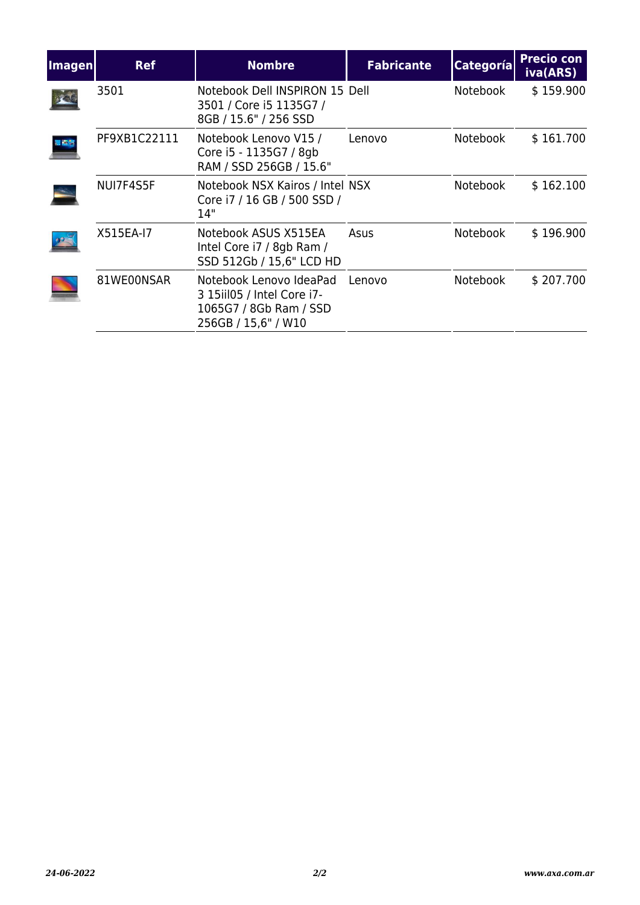| Imagen | Ref | Nombre | Fabricante | Categoría | Precio con iva(ARS) |
| --- | --- | --- | --- | --- | --- |
| | 3501 | Notebook Dell INSPIRON 15 3501 / Core i5 1135G7 / 8GB / 15.6" / 256 SSD | Dell | Notebook | $ 159.900 |
| | PF9XB1C22111 | Notebook Lenovo V15 / Core i5 - 1135G7 / 8gb RAM / SSD 256GB / 15.6" | Lenovo | Notebook | $ 161.700 |
| | NUI7F4S5F | Notebook NSX Kairos / Intel Core i7 / 16 GB / 500 SSD / 14" | NSX | Notebook | $ 162.100 |
| | X515EA-I7 | Notebook ASUS X515EA Intel Core i7 / 8gb Ram / SSD 512Gb / 15,6" LCD HD | Asus | Notebook | $ 196.900 |
| | 81WE00NSAR | Notebook Lenovo IdeaPad 3 15iil05 / Intel Core i7-1065G7 / 8Gb Ram / SSD 256GB / 15,6" / W10 | Lenovo | Notebook | $ 207.700 |